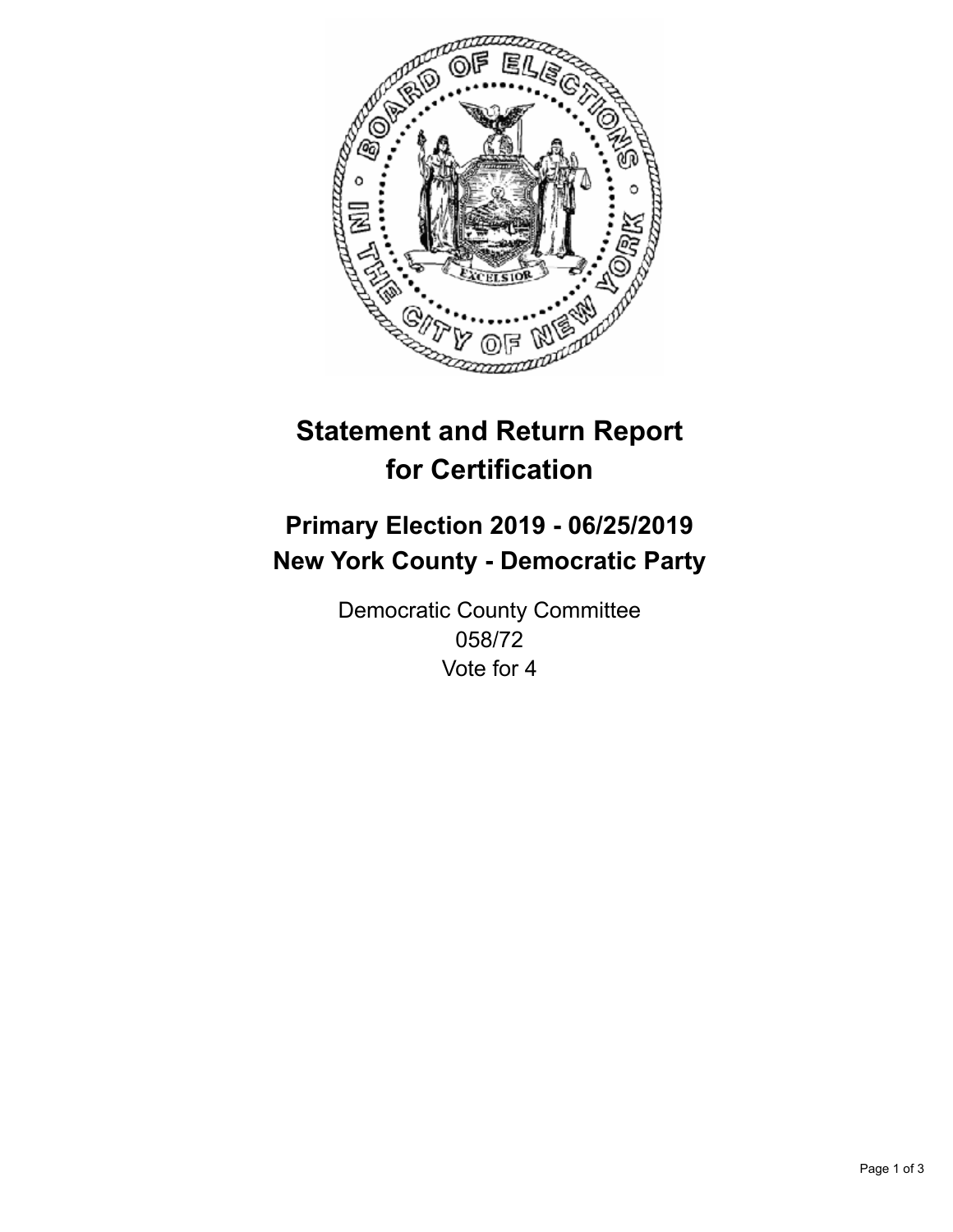# Statement and Return Report for Certification

## Primary Election 2019 - 06/25/2019
## New York County - Democratic Party

Democratic County Committee
058/72
Vote for 4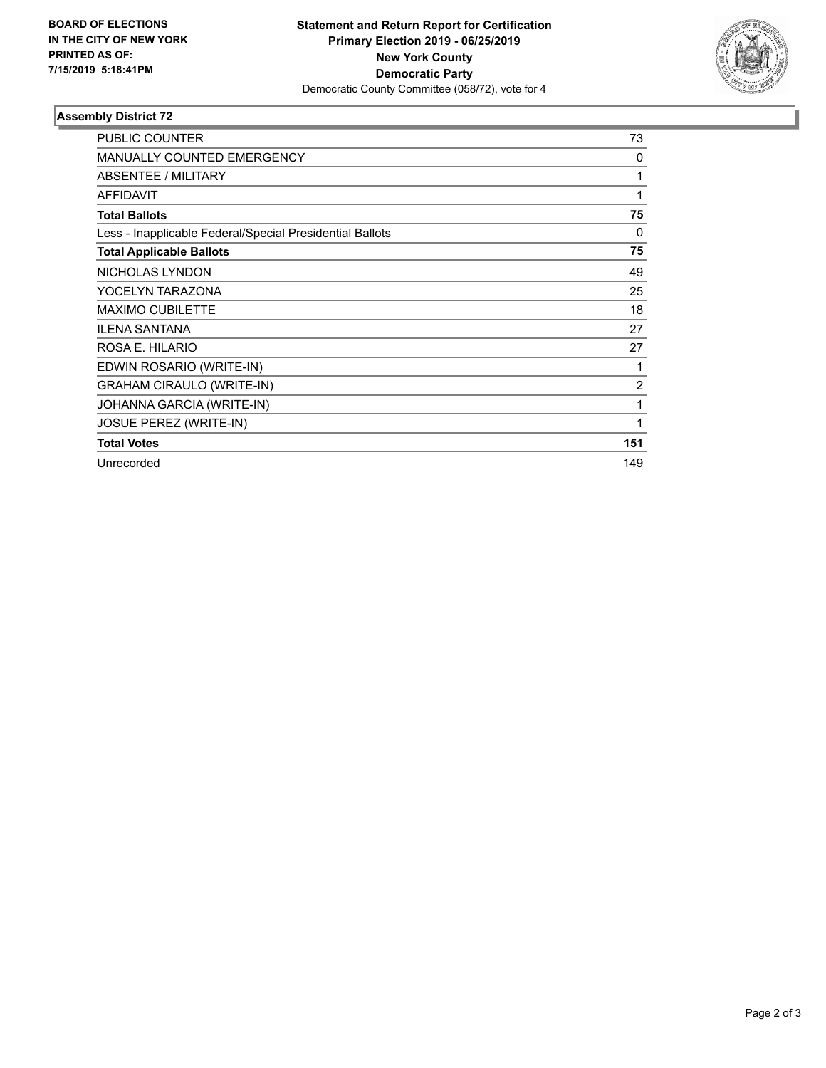**BOARD OF ELECTIONS IN THE CITY OF NEW YORK PRINTED AS OF: 7/15/2019 5:18:41PM**

**Statement and Return Report for Certification**
**Primary Election 2019 - 06/25/2019**
**New York County**
**Democratic Party**
Democratic County Committee (058/72), vote for 4

### Assembly District 72

| | |
|---|---|
| PUBLIC COUNTER | 73 |
| MANUALLY COUNTED EMERGENCY | 0 |
| ABSENTEE / MILITARY | 1 |
| AFFIDAVIT | 1 |
| **Total Ballots** | **75** |
| Less - Inapplicable Federal/Special Presidential Ballots | 0 |
| **Total Applicable Ballots** | **75** |
| NICHOLAS LYNDON | 49 |
| YOCELYN TARAZONA | 25 |
| MAXIMO CUBILETTE | 18 |
| ILENA SANTANA | 27 |
| ROSA E. HILARIO | 27 |
| EDWIN ROSARIO (WRITE-IN) | 1 |
| GRAHAM CIRAULO (WRITE-IN) | 2 |
| JOHANNA GARCIA (WRITE-IN) | 1 |
| JOSUE PEREZ (WRITE-IN) | 1 |
| **Total Votes** | **151** |
| Unrecorded | 149 |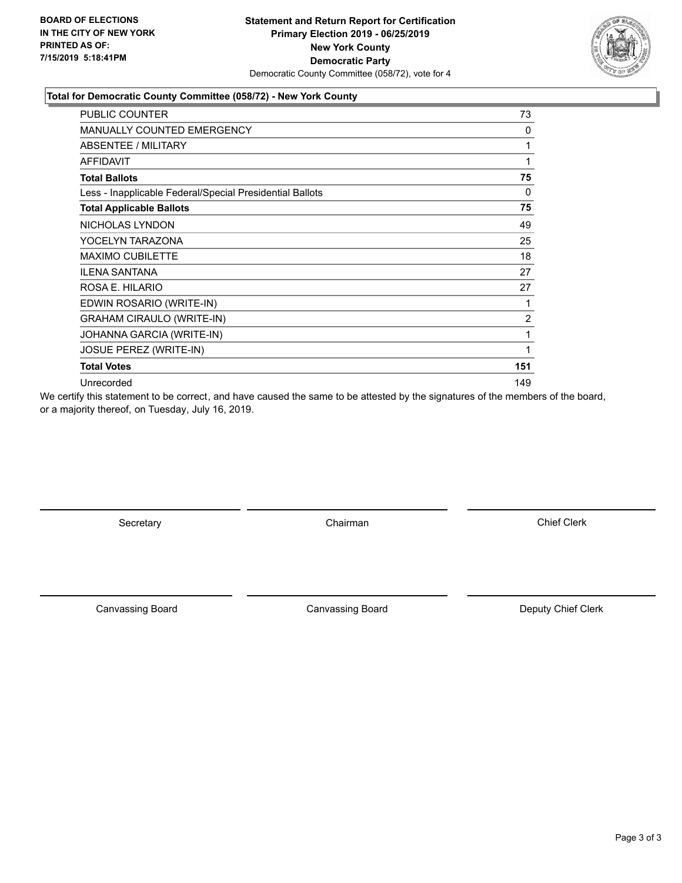**BOARD OF ELECTIONS IN THE CITY OF NEW YORK PRINTED AS OF: 7/15/2019 5:18:41PM**

**Statement and Return Report for Certification Primary Election 2019 - 06/25/2019 New York County Democratic Party**

Democratic County Committee (058/72), vote for 4

### Total for Democratic County Committee (058/72) - New York County

| | |
|---|---|
| PUBLIC COUNTER | 73 |
| MANUALLY COUNTED EMERGENCY | 0 |
| ABSENTEE / MILITARY | 1 |
| AFFIDAVIT | 1 |
| **Total Ballots** | **75** |
| Less - Inapplicable Federal/Special Presidential Ballots | 0 |
| **Total Applicable Ballots** | **75** |
| NICHOLAS LYNDON | 49 |
| YOCELYN TARAZONA | 25 |
| MAXIMO CUBILETTE | 18 |
| ILENA SANTANA | 27 |
| ROSA E. HILARIO | 27 |
| EDWIN ROSARIO (WRITE-IN) | 1 |
| GRAHAM CIRAULO (WRITE-IN) | 2 |
| JOHANNA GARCIA (WRITE-IN) | 1 |
| JOSUE PEREZ (WRITE-IN) | 1 |
| **Total Votes** | **151** |
| Unrecorded | 149 |

We certify this statement to be correct, and have caused the same to be attested by the signatures of the members of the board, or a majority thereof, on Tuesday, July 16, 2019.

Secretary

Chairman

Chief Clerk

Canvassing Board

Canvassing Board

Deputy Chief Clerk